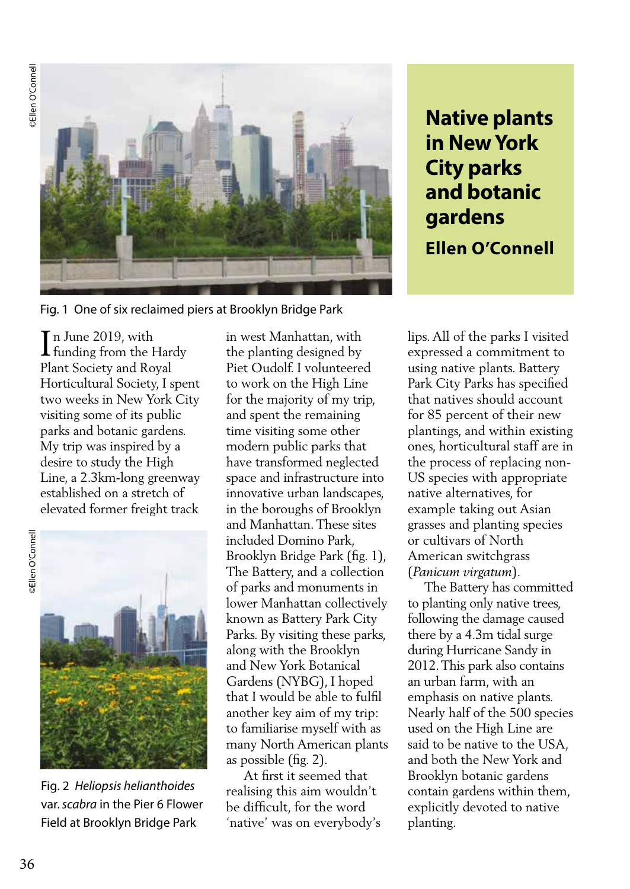# Native plants in New York City parks and botanic gardens

## Ellen O'Connell

©Ellen O'Connell

Fig. 1 One of six reclaimed piers at Brooklyn Bridge Park

In June 2019, with funding from the Hardy Plant Society and Royal Horticultural Society, I spent two weeks in New York City visiting some of its public parks and botanic gardens. My trip was inspired by a desire to study the High Line, a 2.3km-long greenway established on a stretch of elevated former freight track in west Manhattan, with the planting designed by Piet Oudolf. I volunteered to work on the High Line for the majority of my trip, and spent the remaining time visiting some other modern public parks that have transformed neglected space and infrastructure into innovative urban landscapes, in the boroughs of Brooklyn and Manhattan. These sites included Domino Park, Brooklyn Bridge Park (fig. 1), The Battery, and a collection of parks and monuments in lower Manhattan collectively known as Battery Park City Parks. By visiting these parks, along with the Brooklyn and New York Botanical Gardens (NYBG), I hoped that I would be able to fulfil another key aim of my trip: to familiarise myself with as many North American plants as possible (fig. 2).

©Ellen O'Connell

Fig. 2 *Heliopsis helianthoides* var. *scabra* in the Pier 6 Flower Field at Brooklyn Bridge Park

At first it seemed that realising this aim wouldn't be difficult, for the word 'native' was on everybody's lips. All of the parks I visited expressed a commitment to using native plants. Battery Park City Parks has specified that natives should account for 85 percent of their new plantings, and within existing ones, horticultural staff are in the process of replacing non-US species with appropriate native alternatives, for example taking out Asian grasses and planting species or cultivars of North American switchgrass (*Panicum virgatum*).

The Battery has committed to planting only native trees, following the damage caused there by a 4.3m tidal surge during Hurricane Sandy in 2012. This park also contains an urban farm, with an emphasis on native plants. Nearly half of the 500 species used on the High Line are said to be native to the USA, and both the New York and Brooklyn botanic gardens contain gardens within them, explicitly devoted to native planting.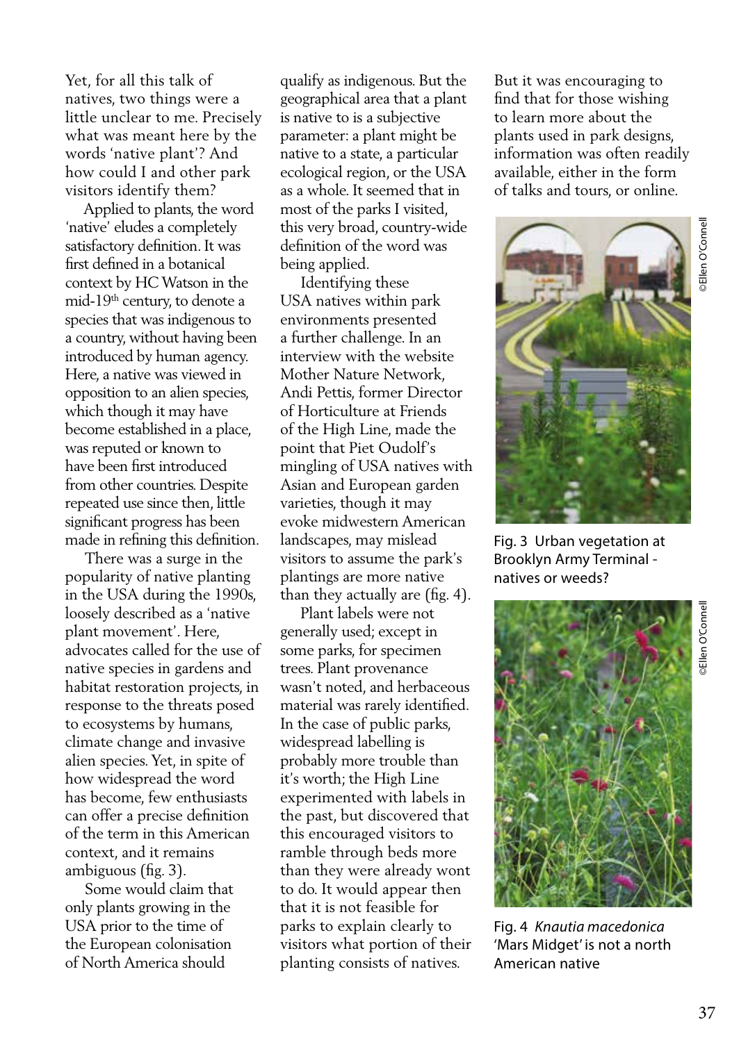Yet, for all this talk of natives, two things were a little unclear to me. Precisely what was meant here by the words 'native plant'? And how could I and other park visitors identify them?

Applied to plants, the word 'native' eludes a completely satisfactory definition. It was first defined in a botanical context by HC Watson in the mid-19th century, to denote a species that was indigenous to a country, without having been introduced by human agency. Here, a native was viewed in opposition to an alien species, which though it may have become established in a place, was reputed or known to have been first introduced from other countries. Despite repeated use since then, little significant progress has been made in refining this definition.

There was a surge in the popularity of native planting in the USA during the 1990s, loosely described as a 'native plant movement'. Here, advocates called for the use of native species in gardens and habitat restoration projects, in response to the threats posed to ecosystems by humans, climate change and invasive alien species. Yet, in spite of how widespread the word has become, few enthusiasts can offer a precise definition of the term in this American context, and it remains ambiguous (fig. 3).

Some would claim that only plants growing in the USA prior to the time of the European colonisation of North America should qualify as indigenous. But the geographical area that a plant is native to is a subjective parameter: a plant might be native to a state, a particular ecological region, or the USA as a whole. It seemed that in most of the parks I visited, this very broad, country-wide definition of the word was being applied.

Identifying these USA natives within park environments presented a further challenge. In an interview with the website Mother Nature Network, Andi Pettis, former Director of Horticulture at Friends of the High Line, made the point that Piet Oudolf's mingling of USA natives with Asian and European garden varieties, though it may evoke midwestern American landscapes, may mislead visitors to assume the park's plantings are more native than they actually are (fig. 4).

Plant labels were not generally used; except in some parks, for specimen trees. Plant provenance wasn't noted, and herbaceous material was rarely identified. In the case of public parks, widespread labelling is probably more trouble than it's worth; the High Line experimented with labels in the past, but discovered that this encouraged visitors to ramble through beds more than they were already wont to do. It would appear then that it is not feasible for parks to explain clearly to visitors what portion of their planting consists of natives.

But it was encouraging to find that for those wishing to learn more about the plants used in park designs, information was often readily available, either in the form of talks and tours, or online.

©Ellen O'Connell

Fig. 3 Urban vegetation at Brooklyn Army Terminal - natives or weeds?

©Ellen O'Connell

Fig. 4 *Knautia macedonica* 'Mars Midget' is not a north American native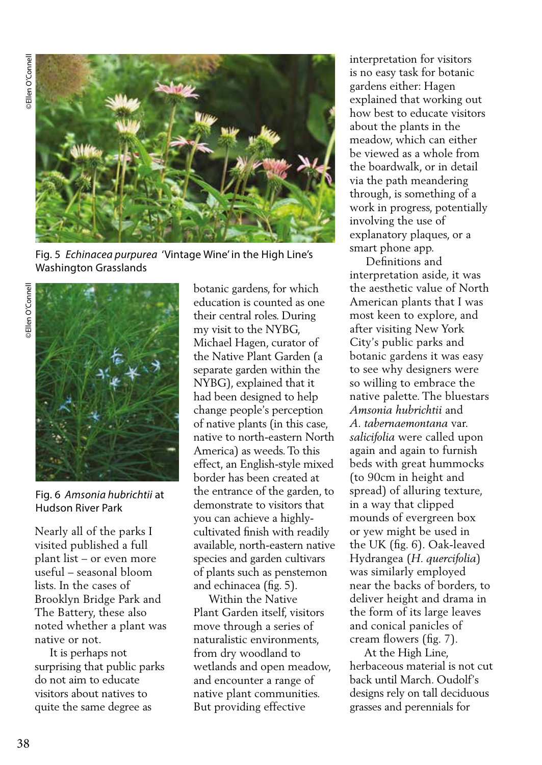Fig. 5 *Echinacea purpurea* 'Vintage Wine' in the High Line's Washington Grasslands

Fig. 6 *Amsonia hubrichtii* at Hudson River Park

Nearly all of the parks I visited published a full plant list – or even more useful – seasonal bloom lists. In the cases of Brooklyn Bridge Park and The Battery, these also noted whether a plant was native or not.

It is perhaps not surprising that public parks do not aim to educate visitors about natives to quite the same degree as botanic gardens, for which education is counted as one their central roles. During my visit to the NYBG, Michael Hagen, curator of the Native Plant Garden (a separate garden within the NYBG), explained that it had been designed to help change people's perception of native plants (in this case, native to north-eastern North America) as weeds. To this effect, an English-style mixed border has been created at the entrance of the garden, to demonstrate to visitors that you can achieve a highly-cultivated finish with readily available, north-eastern native species and garden cultivars of plants such as penstemon and echinacea (fig. 5).

Within the Native Plant Garden itself, visitors move through a series of naturalistic environments, from dry woodland to wetlands and open meadow, and encounter a range of native plant communities. But providing effective interpretation for visitors is no easy task for botanic gardens either: Hagen explained that working out how best to educate visitors about the plants in the meadow, which can either be viewed as a whole from the boardwalk, or in detail via the path meandering through, is something of a work in progress, potentially involving the use of explanatory plaques, or a smart phone app.

Definitions and interpretation aside, it was the aesthetic value of North American plants that I was most keen to explore, and after visiting New York City's public parks and botanic gardens it was easy to see why designers were so willing to embrace the native palette. The bluestars *Amsonia hubrichtii* and *A. tabernaemontana* var. *salicifolia* were called upon again and again to furnish beds with great hummocks (to 90cm in height and spread) of alluring texture, in a way that clipped mounds of evergreen box or yew might be used in the UK (fig. 6). Oak-leaved Hydrangea (*H. quercifolia*) was similarly employed near the backs of borders, to deliver height and drama in the form of its large leaves and conical panicles of cream flowers (fig. 7).

At the High Line, herbaceous material is not cut back until March. Oudolf's designs rely on tall deciduous grasses and perennials for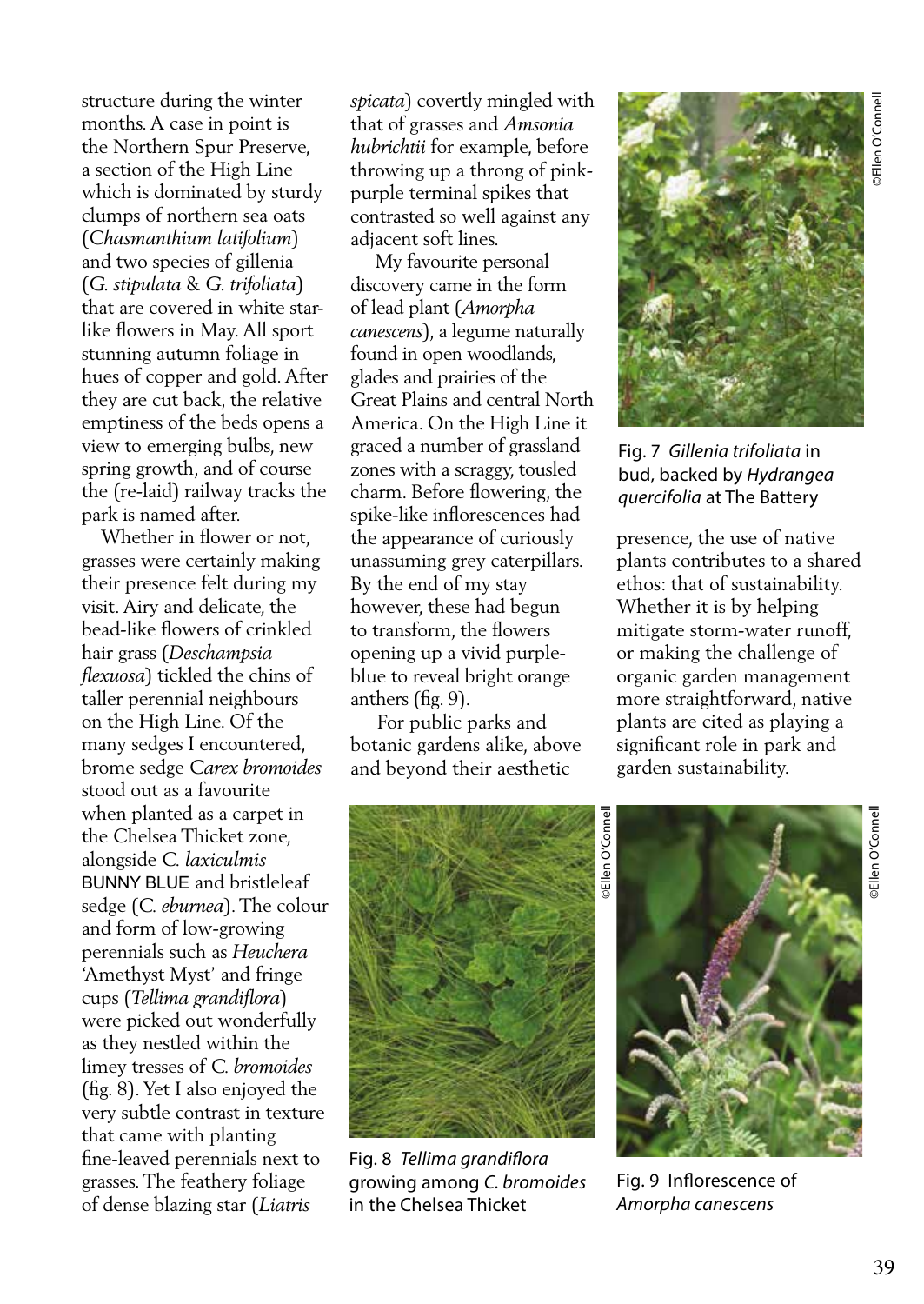structure during the winter months. A case in point is the Northern Spur Preserve, a section of the High Line which is dominated by sturdy clumps of northern sea oats (*Chasmanthium latifolium*) and two species of gillenia (*G. stipulata* & *G. trifoliata*) that are covered in white star-like flowers in May. All sport stunning autumn foliage in hues of copper and gold. After they are cut back, the relative emptiness of the beds opens a view to emerging bulbs, new spring growth, and of course the (re-laid) railway tracks the park is named after.

Whether in flower or not, grasses were certainly making their presence felt during my visit. Airy and delicate, the bead-like flowers of crinkled hair grass (*Deschampsia flexuosa*) tickled the chins of taller perennial neighbours on the High Line. Of the many sedges I encountered, brome sedge *Carex bromoides* stood out as a favourite when planted as a carpet in the Chelsea Thicket zone, alongside *C. laxiculmis* BUNNY BLUE and bristleleaf sedge (*C. eburnea*). The colour and form of low-growing perennials such as *Heuchera* 'Amethyst Myst' and fringe cups (*Tellima grandiflora*) were picked out wonderfully as they nestled within the limey tresses of *C. bromoides* (fig. 8). Yet I also enjoyed the very subtle contrast in texture that came with planting fine-leaved perennials next to grasses. The feathery foliage of dense blazing star (*Liatris spicata*) covertly mingled with that of grasses and *Amsonia hubrichtii* for example, before throwing up a throng of pink-purple terminal spikes that contrasted so well against any adjacent soft lines.

My favourite personal discovery came in the form of lead plant (*Amorpha canescens*), a legume naturally found in open woodlands, glades and prairies of the Great Plains and central North America. On the High Line it graced a number of grassland zones with a scraggy, tousled charm. Before flowering, the spike-like inflorescences had the appearance of curiously unassuming grey caterpillars. By the end of my stay however, these had begun to transform, the flowers opening up a vivid purple-blue to reveal bright orange anthers (fig. 9).

For public parks and botanic gardens alike, above and beyond their aesthetic presence, the use of native plants contributes to a shared ethos: that of sustainability. Whether it is by helping mitigate storm-water runoff, or making the challenge of organic garden management more straightforward, native plants are cited as playing a significant role in park and garden sustainability.

©Ellen O'Connell

Fig. 7 *Gillenia trifoliata* in bud, backed by *Hydrangea quercifolia* at The Battery

©Ellen O'Connell

Fig. 8 *Tellima grandiflora* growing among *C. bromoides* in the Chelsea Thicket

©Ellen O'Connell

Fig. 9 Inflorescence of *Amorpha canescens*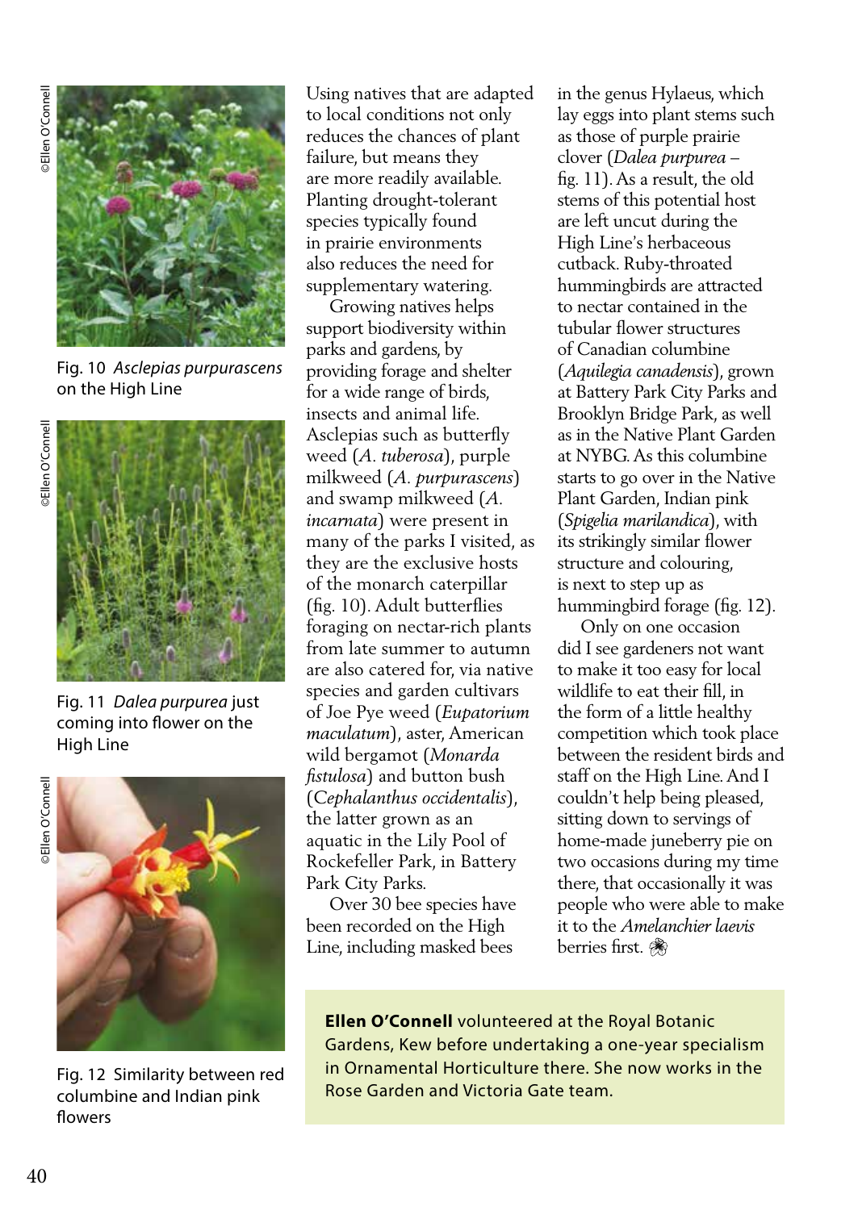Fig. 10 *Asclepias purpurascens* on the High Line

Fig. 11 *Dalea purpurea* just coming into flower on the High Line

Fig. 12 Similarity between red columbine and Indian pink flowers

Using natives that are adapted to local conditions not only reduces the chances of plant failure, but means they are more readily available. Planting drought-tolerant species typically found in prairie environments also reduces the need for supplementary watering.

Growing natives helps support biodiversity within parks and gardens, by providing forage and shelter for a wide range of birds, insects and animal life. Asclepias such as butterfly weed (*A. tuberosa*), purple milkweed (*A. purpurascens*) and swamp milkweed (*A. incarnata*) were present in many of the parks I visited, as they are the exclusive hosts of the monarch caterpillar (fig. 10). Adult butterflies foraging on nectar-rich plants from late summer to autumn are also catered for, via native species and garden cultivars of Joe Pye weed (*Eupatorium maculatum*), aster, American wild bergamot (*Monarda fistulosa*) and button bush (*Cephalanthus occidentalis*), the latter grown as an aquatic in the Lily Pool of Rockefeller Park, in Battery Park City Parks.

Over 30 bee species have been recorded on the High Line, including masked bees in the genus Hylaeus, which lay eggs into plant stems such as those of purple prairie clover (*Dalea purpurea* – fig. 11). As a result, the old stems of this potential host are left uncut during the High Line's herbaceous cutback. Ruby-throated hummingbirds are attracted to nectar contained in the tubular flower structures of Canadian columbine (*Aquilegia canadensis*), grown at Battery Park City Parks and Brooklyn Bridge Park, as well as in the Native Plant Garden at NYBG. As this columbine starts to go over in the Native Plant Garden, Indian pink (*Spigelia marilandica*), with its strikingly similar flower structure and colouring, is next to step up as hummingbird forage (fig. 12).

Only on one occasion did I see gardeners not want to make it too easy for local wildlife to eat their fill, in the form of a little healthy competition which took place between the resident birds and staff on the High Line. And I couldn't help being pleased, sitting down to servings of home-made juneberry pie on two occasions during my time there, that occasionally it was people who were able to make it to the *Amelanchier laevis* berries first.

**Ellen O'Connell** volunteered at the Royal Botanic Gardens, Kew before undertaking a one-year specialism in Ornamental Horticulture there. She now works in the Rose Garden and Victoria Gate team.